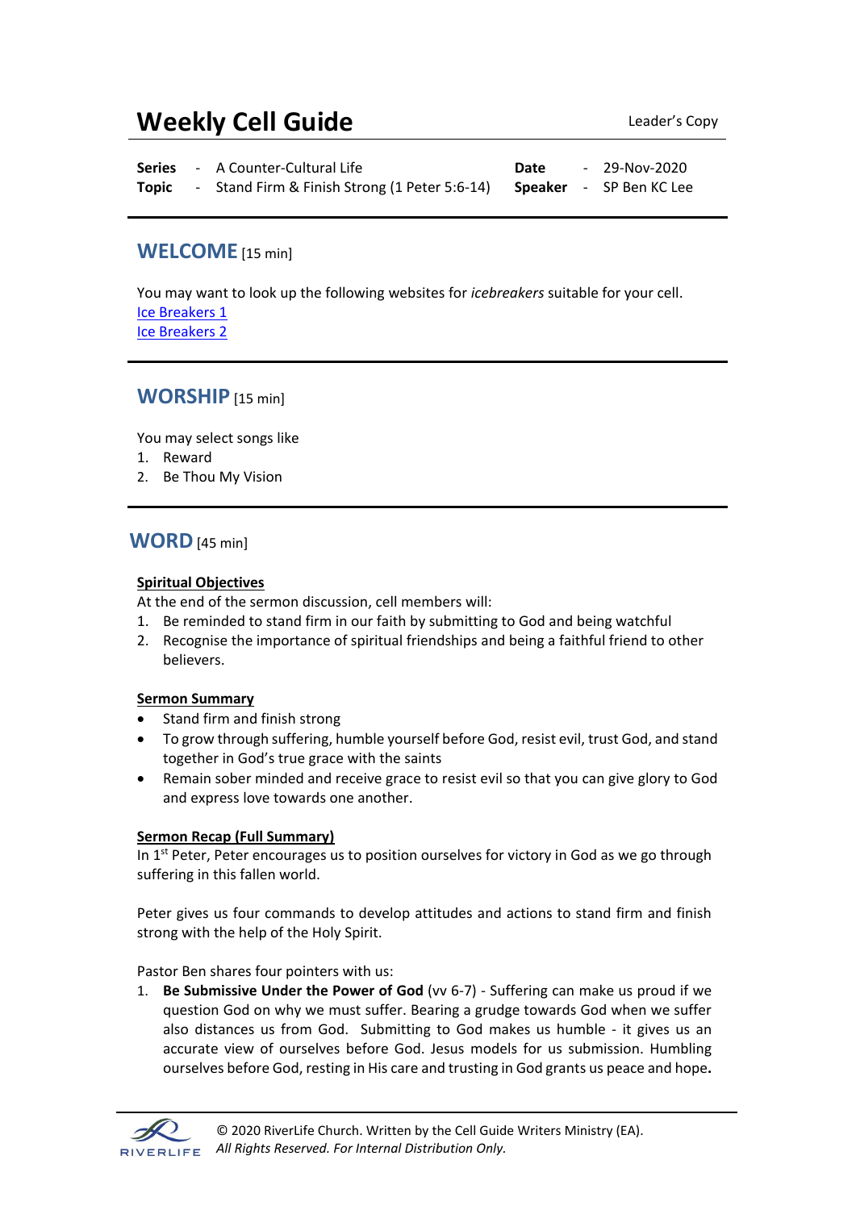# Weekly Cell Guide

Leader's Copy

**Series** - A Counter-Cultural Life
**Topic** - Stand Firm & Finish Strong (1 Peter 5:6-14)
**Date** - 29-Nov-2020
**Speaker** - SP Ben KC Lee

## WELCOME [15 min]

You may want to look up the following websites for *icebreakers* suitable for your cell.
[Ice Breakers 1]()
[Ice Breakers 2]()

## WORSHIP [15 min]

You may select songs like

1. Reward
2. Be Thou My Vision

## WORD [45 min]

**Spiritual Objectives**

At the end of the sermon discussion, cell members will:

1. Be reminded to stand firm in our faith by submitting to God and being watchful
2. Recognise the importance of spiritual friendships and being a faithful friend to other believers.

**Sermon Summary**

- Stand firm and finish strong
- To grow through suffering, humble yourself before God, resist evil, trust God, and stand together in God's true grace with the saints
- Remain sober minded and receive grace to resist evil so that you can give glory to God and express love towards one another.

**Sermon Recap (Full Summary)**

In 1st Peter, Peter encourages us to position ourselves for victory in God as we go through suffering in this fallen world.

Peter gives us four commands to develop attitudes and actions to stand firm and finish strong with the help of the Holy Spirit.

Pastor Ben shares four pointers with us:

1. **Be Submissive Under the Power of God** (vv 6-7) - Suffering can make us proud if we question God on why we must suffer. Bearing a grudge towards God when we suffer also distances us from God. Submitting to God makes us humble - it gives us an accurate view of ourselves before God. Jesus models for us submission. Humbling ourselves before God, resting in His care and trusting in God grants us peace and hope**.**

© 2020 RiverLife Church. Written by the Cell Guide Writers Ministry (EA).
*All Rights Reserved. For Internal Distribution Only.*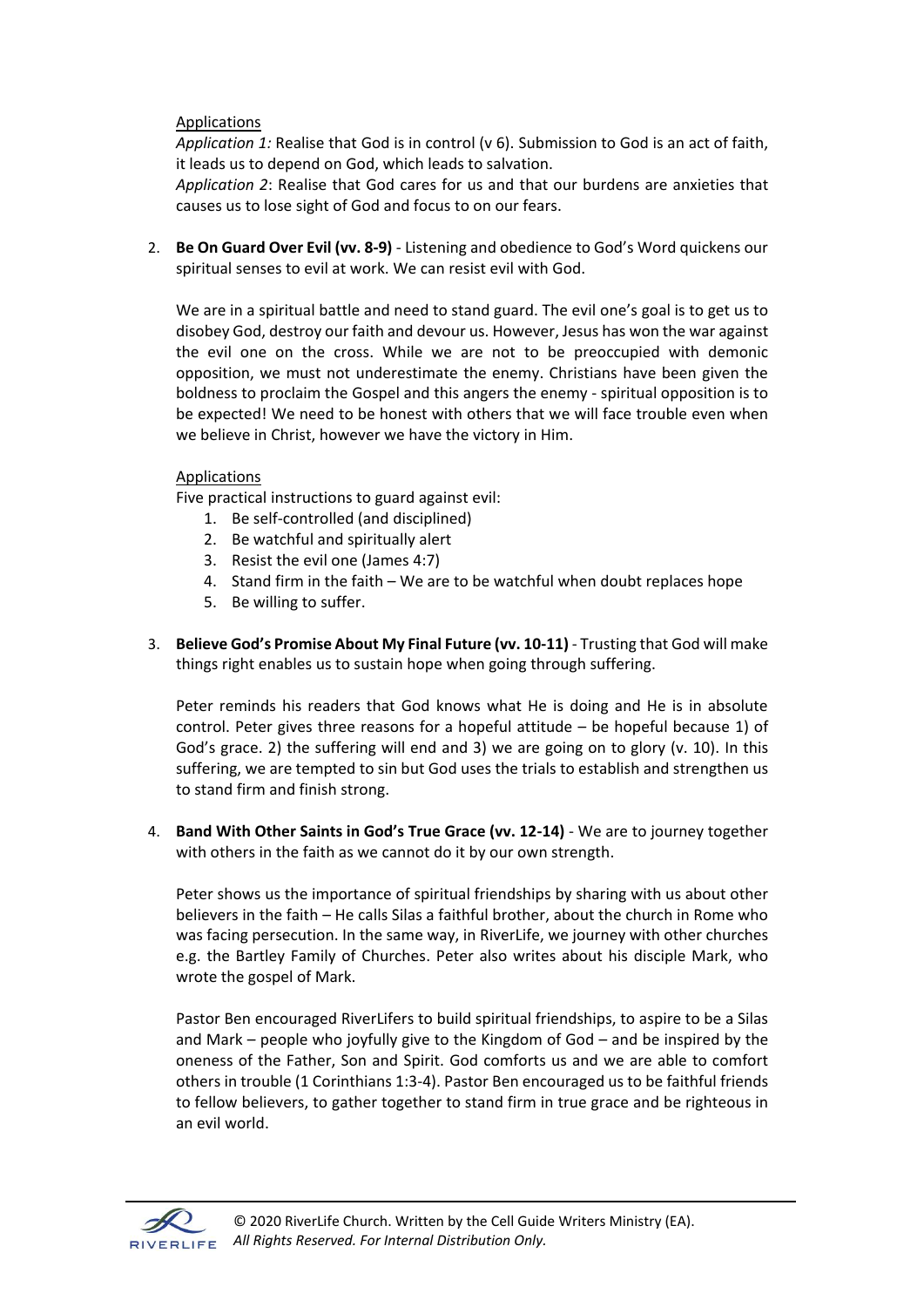Applications

*Application 1:* Realise that God is in control (v 6). Submission to God is an act of faith, it leads us to depend on God, which leads to salvation.

*Application 2*: Realise that God cares for us and that our burdens are anxieties that causes us to lose sight of God and focus to on our fears.

2. **Be On Guard Over Evil (vv. 8-9)** - Listening and obedience to God's Word quickens our spiritual senses to evil at work. We can resist evil with God.

   We are in a spiritual battle and need to stand guard. The evil one's goal is to get us to disobey God, destroy our faith and devour us. However, Jesus has won the war against the evil one on the cross. While we are not to be preoccupied with demonic opposition, we must not underestimate the enemy. Christians have been given the boldness to proclaim the Gospel and this angers the enemy - spiritual opposition is to be expected! We need to be honest with others that we will face trouble even when we believe in Christ, however we have the victory in Him.

   Applications

   Five practical instructions to guard against evil:
   1. Be self-controlled (and disciplined)
   2. Be watchful and spiritually alert
   3. Resist the evil one (James 4:7)
   4. Stand firm in the faith – We are to be watchful when doubt replaces hope
   5. Be willing to suffer.

3. **Believe God's Promise About My Final Future (vv. 10-11)** - Trusting that God will make things right enables us to sustain hope when going through suffering.

   Peter reminds his readers that God knows what He is doing and He is in absolute control. Peter gives three reasons for a hopeful attitude – be hopeful because 1) of God's grace. 2) the suffering will end and 3) we are going on to glory (v. 10). In this suffering, we are tempted to sin but God uses the trials to establish and strengthen us to stand firm and finish strong.

4. **Band With Other Saints in God's True Grace (vv. 12-14)** - We are to journey together with others in the faith as we cannot do it by our own strength.

   Peter shows us the importance of spiritual friendships by sharing with us about other believers in the faith – He calls Silas a faithful brother, about the church in Rome who was facing persecution. In the same way, in RiverLife, we journey with other churches e.g. the Bartley Family of Churches. Peter also writes about his disciple Mark, who wrote the gospel of Mark.

   Pastor Ben encouraged RiverLifers to build spiritual friendships, to aspire to be a Silas and Mark – people who joyfully give to the Kingdom of God – and be inspired by the oneness of the Father, Son and Spirit. God comforts us and we are able to comfort others in trouble (1 Corinthians 1:3-4). Pastor Ben encouraged us to be faithful friends to fellow believers, to gather together to stand firm in true grace and be righteous in an evil world.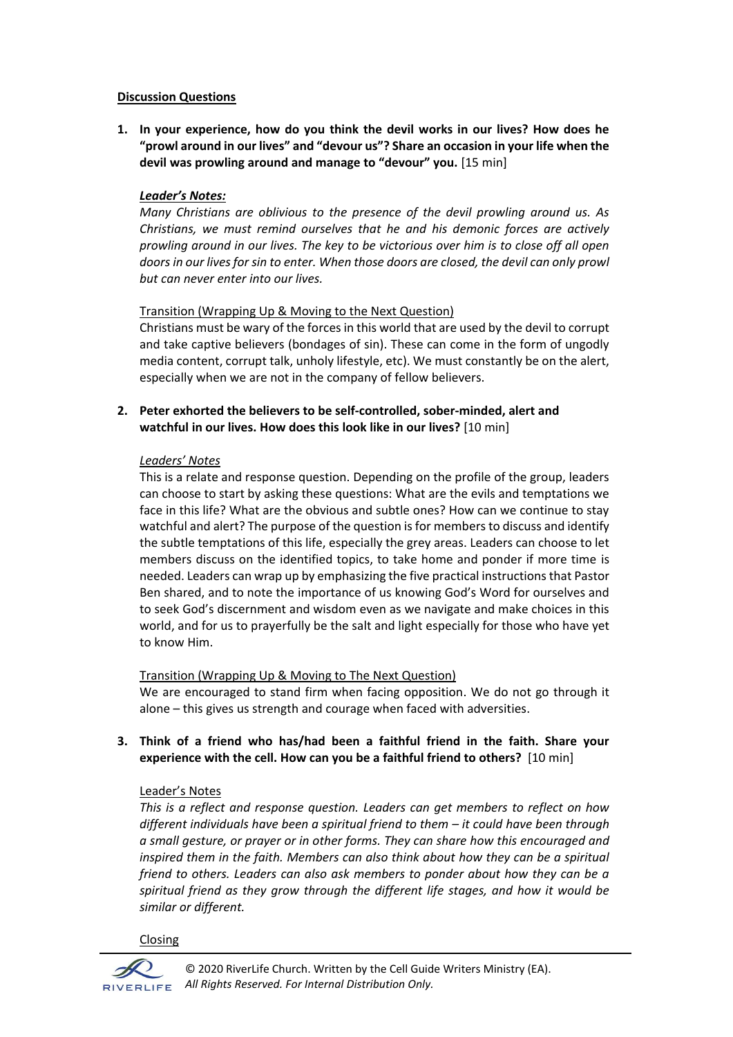**Discussion Questions**

1. **In your experience, how do you think the devil works in our lives? How does he "prowl around in our lives" and "devour us"? Share an occasion in your life when the devil was prowling around and manage to "devour" you.** [15 min]

   ***Leader's Notes:***

   *Many Christians are oblivious to the presence of the devil prowling around us. As Christians, we must remind ourselves that he and his demonic forces are actively prowling around in our lives. The key to be victorious over him is to close off all open doors in our lives for sin to enter. When those doors are closed, the devil can only prowl but can never enter into our lives.*

   Transition (Wrapping Up & Moving to the Next Question)

   Christians must be wary of the forces in this world that are used by the devil to corrupt and take captive believers (bondages of sin). These can come in the form of ungodly media content, corrupt talk, unholy lifestyle, etc). We must constantly be on the alert, especially when we are not in the company of fellow believers.

2. **Peter exhorted the believers to be self-controlled, sober-minded, alert and watchful in our lives. How does this look like in our lives?** [10 min]

   *Leaders' Notes*

   This is a relate and response question. Depending on the profile of the group, leaders can choose to start by asking these questions: What are the evils and temptations we face in this life? What are the obvious and subtle ones? How can we continue to stay watchful and alert? The purpose of the question is for members to discuss and identify the subtle temptations of this life, especially the grey areas. Leaders can choose to let members discuss on the identified topics, to take home and ponder if more time is needed. Leaders can wrap up by emphasizing the five practical instructions that Pastor Ben shared, and to note the importance of us knowing God's Word for ourselves and to seek God's discernment and wisdom even as we navigate and make choices in this world, and for us to prayerfully be the salt and light especially for those who have yet to know Him.

   Transition (Wrapping Up & Moving to The Next Question)

   We are encouraged to stand firm when facing opposition. We do not go through it alone – this gives us strength and courage when faced with adversities.

3. **Think of a friend who has/had been a faithful friend in the faith. Share your experience with the cell. How can you be a faithful friend to others?** [10 min]

   Leader's Notes

   *This is a reflect and response question. Leaders can get members to reflect on how different individuals have been a spiritual friend to them – it could have been through a small gesture, or prayer or in other forms. They can share how this encouraged and inspired them in the faith. Members can also think about how they can be a spiritual friend to others. Leaders can also ask members to ponder about how they can be a spiritual friend as they grow through the different life stages, and how it would be similar or different.*

   Closing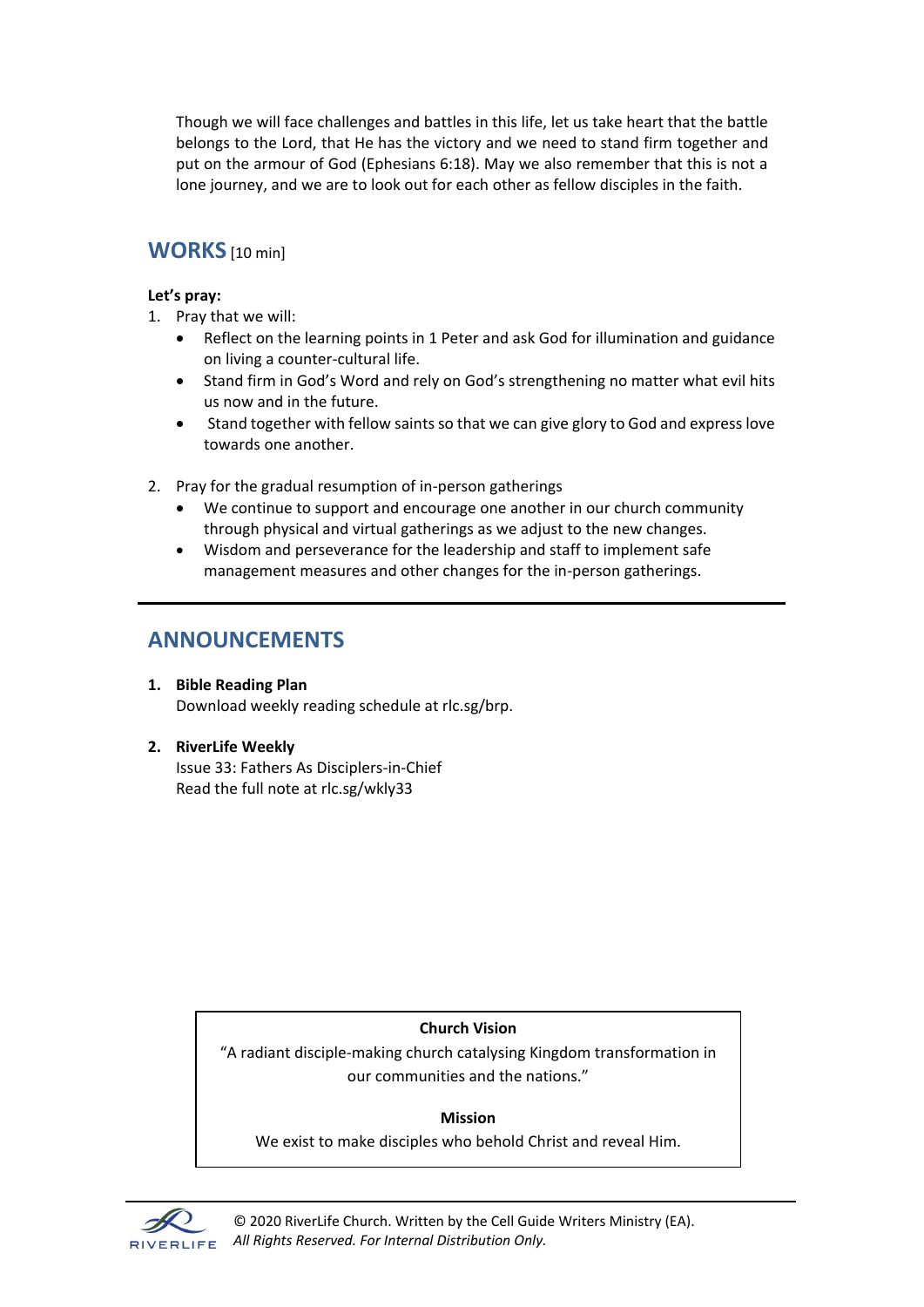Though we will face challenges and battles in this life, let us take heart that the battle belongs to the Lord, that He has the victory and we need to stand firm together and put on the armour of God (Ephesians 6:18). May we also remember that this is not a lone journey, and we are to look out for each other as fellow disciples in the faith.

## WORKS [10 min]

**Let's pray:**

1. Pray that we will:
   - Reflect on the learning points in 1 Peter and ask God for illumination and guidance on living a counter-cultural life.
   - Stand firm in God's Word and rely on God's strengthening no matter what evil hits us now and in the future.
   - Stand together with fellow saints so that we can give glory to God and express love towards one another.

2. Pray for the gradual resumption of in-person gatherings
   - We continue to support and encourage one another in our church community through physical and virtual gatherings as we adjust to the new changes.
   - Wisdom and perseverance for the leadership and staff to implement safe management measures and other changes for the in-person gatherings.

---

## ANNOUNCEMENTS

1. **Bible Reading Plan**
   Download weekly reading schedule at rlc.sg/brp.

2. **RiverLife Weekly**
   Issue 33: Fathers As Disciplers-in-Chief
   Read the full note at rlc.sg/wkly33

**Church Vision**

"A radiant disciple-making church catalysing Kingdom transformation in our communities and the nations."

**Mission**

We exist to make disciples who behold Christ and reveal Him.

© 2020 RiverLife Church. Written by the Cell Guide Writers Ministry (EA).
*All Rights Reserved. For Internal Distribution Only.*